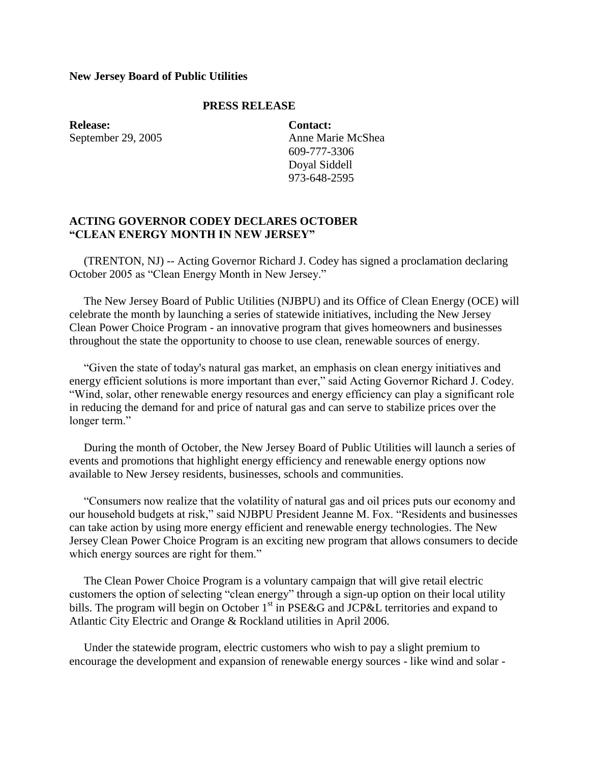**New Jersey Board of Public Utilities**

**PRESS RELEASE**

**Release:**
September 29, 2005

**Contact:**
Anne Marie McShea
609-777-3306
Doyal Siddell
973-648-2595

## ACTING GOVERNOR CODEY DECLARES OCTOBER "CLEAN ENERGY MONTH IN NEW JERSEY"

(TRENTON, NJ) -- Acting Governor Richard J. Codey has signed a proclamation declaring October 2005 as "Clean Energy Month in New Jersey."

The New Jersey Board of Public Utilities (NJBPU) and its Office of Clean Energy (OCE) will celebrate the month by launching a series of statewide initiatives, including the New Jersey Clean Power Choice Program - an innovative program that gives homeowners and businesses throughout the state the opportunity to choose to use clean, renewable sources of energy.

"Given the state of today's natural gas market, an emphasis on clean energy initiatives and energy efficient solutions is more important than ever," said Acting Governor Richard J. Codey. "Wind, solar, other renewable energy resources and energy efficiency can play a significant role in reducing the demand for and price of natural gas and can serve to stabilize prices over the longer term."

During the month of October, the New Jersey Board of Public Utilities will launch a series of events and promotions that highlight energy efficiency and renewable energy options now available to New Jersey residents, businesses, schools and communities.

"Consumers now realize that the volatility of natural gas and oil prices puts our economy and our household budgets at risk," said NJBPU President Jeanne M. Fox. "Residents and businesses can take action by using more energy efficient and renewable energy technologies. The New Jersey Clean Power Choice Program is an exciting new program that allows consumers to decide which energy sources are right for them."

The Clean Power Choice Program is a voluntary campaign that will give retail electric customers the option of selecting "clean energy" through a sign-up option on their local utility bills. The program will begin on October 1st in PSE&G and JCP&L territories and expand to Atlantic City Electric and Orange & Rockland utilities in April 2006.

Under the statewide program, electric customers who wish to pay a slight premium to encourage the development and expansion of renewable energy sources - like wind and solar -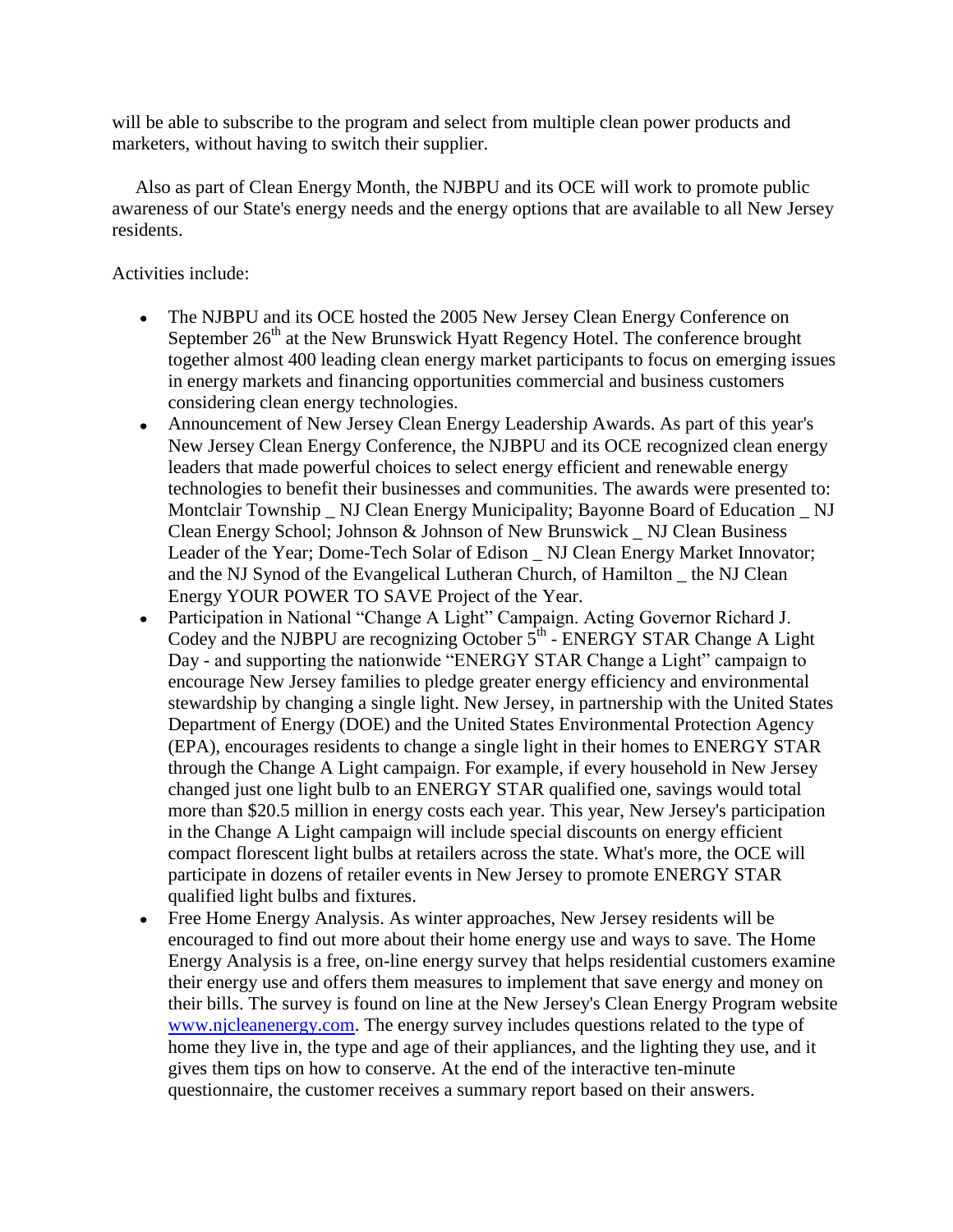will be able to subscribe to the program and select from multiple clean power products and marketers, without having to switch their supplier.

Also as part of Clean Energy Month, the NJBPU and its OCE will work to promote public awareness of our State's energy needs and the energy options that are available to all New Jersey residents.

Activities include:

- The NJBPU and its OCE hosted the 2005 New Jersey Clean Energy Conference on September 26th at the New Brunswick Hyatt Regency Hotel. The conference brought together almost 400 leading clean energy market participants to focus on emerging issues in energy markets and financing opportunities commercial and business customers considering clean energy technologies.
- Announcement of New Jersey Clean Energy Leadership Awards. As part of this year's New Jersey Clean Energy Conference, the NJBPU and its OCE recognized clean energy leaders that made powerful choices to select energy efficient and renewable energy technologies to benefit their businesses and communities. The awards were presented to: Montclair Township _ NJ Clean Energy Municipality; Bayonne Board of Education _ NJ Clean Energy School; Johnson & Johnson of New Brunswick _ NJ Clean Business Leader of the Year; Dome-Tech Solar of Edison _ NJ Clean Energy Market Innovator; and the NJ Synod of the Evangelical Lutheran Church, of Hamilton _ the NJ Clean Energy YOUR POWER TO SAVE Project of the Year.
- Participation in National “Change A Light” Campaign. Acting Governor Richard J. Codey and the NJBPU are recognizing October 5th - ENERGY STAR Change A Light Day - and supporting the nationwide “ENERGY STAR Change a Light” campaign to encourage New Jersey families to pledge greater energy efficiency and environmental stewardship by changing a single light. New Jersey, in partnership with the United States Department of Energy (DOE) and the United States Environmental Protection Agency (EPA), encourages residents to change a single light in their homes to ENERGY STAR through the Change A Light campaign. For example, if every household in New Jersey changed just one light bulb to an ENERGY STAR qualified one, savings would total more than $20.5 million in energy costs each year. This year, New Jersey's participation in the Change A Light campaign will include special discounts on energy efficient compact florescent light bulbs at retailers across the state. What's more, the OCE will participate in dozens of retailer events in New Jersey to promote ENERGY STAR qualified light bulbs and fixtures.
- Free Home Energy Analysis. As winter approaches, New Jersey residents will be encouraged to find out more about their home energy use and ways to save. The Home Energy Analysis is a free, on-line energy survey that helps residential customers examine their energy use and offers them measures to implement that save energy and money on their bills. The survey is found on line at the New Jersey's Clean Energy Program website [www.njcleanenergy.com](http://www.njcleanenergy.com). The energy survey includes questions related to the type of home they live in, the type and age of their appliances, and the lighting they use, and it gives them tips on how to conserve. At the end of the interactive ten-minute questionnaire, the customer receives a summary report based on their answers.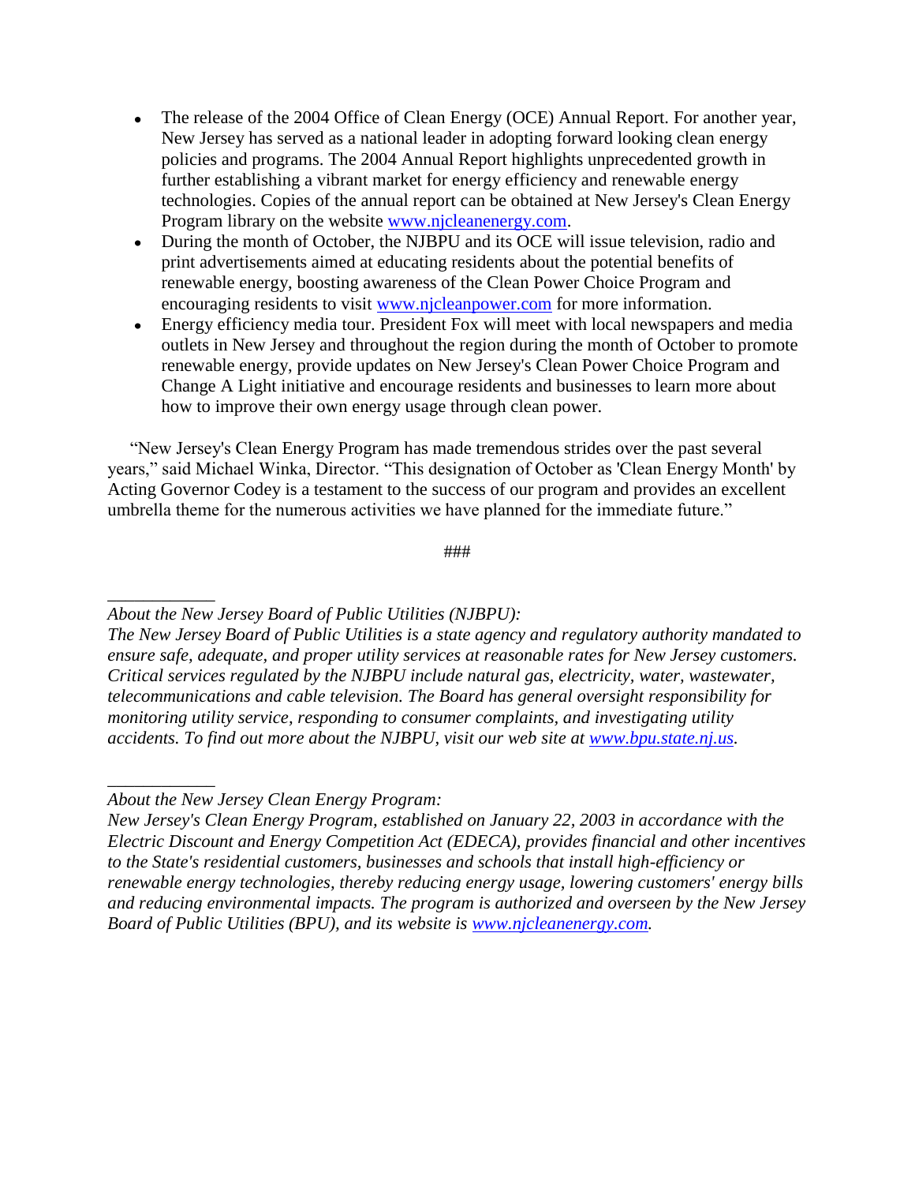- The release of the 2004 Office of Clean Energy (OCE) Annual Report. For another year, New Jersey has served as a national leader in adopting forward looking clean energy policies and programs. The 2004 Annual Report highlights unprecedented growth in further establishing a vibrant market for energy efficiency and renewable energy technologies. Copies of the annual report can be obtained at New Jersey's Clean Energy Program library on the website www.njcleanenergy.com.
- During the month of October, the NJBPU and its OCE will issue television, radio and print advertisements aimed at educating residents about the potential benefits of renewable energy, boosting awareness of the Clean Power Choice Program and encouraging residents to visit www.njcleanpower.com for more information.
- Energy efficiency media tour. President Fox will meet with local newspapers and media outlets in New Jersey and throughout the region during the month of October to promote renewable energy, provide updates on New Jersey's Clean Power Choice Program and Change A Light initiative and encourage residents and businesses to learn more about how to improve their own energy usage through clean power.

"New Jersey's Clean Energy Program has made tremendous strides over the past several years," said Michael Winka, Director. "This designation of October as 'Clean Energy Month' by Acting Governor Codey is a testament to the success of our program and provides an excellent umbrella theme for the numerous activities we have planned for the immediate future."

###

---

*About the New Jersey Board of Public Utilities (NJBPU):*
*The New Jersey Board of Public Utilities is a state agency and regulatory authority mandated to ensure safe, adequate, and proper utility services at reasonable rates for New Jersey customers. Critical services regulated by the NJBPU include natural gas, electricity, water, wastewater, telecommunications and cable television. The Board has general oversight responsibility for monitoring utility service, responding to consumer complaints, and investigating utility accidents. To find out more about the NJBPU, visit our web site at www.bpu.state.nj.us.*

---

*About the New Jersey Clean Energy Program:*
*New Jersey's Clean Energy Program, established on January 22, 2003 in accordance with the Electric Discount and Energy Competition Act (EDECA), provides financial and other incentives to the State's residential customers, businesses and schools that install high-efficiency or renewable energy technologies, thereby reducing energy usage, lowering customers' energy bills and reducing environmental impacts. The program is authorized and overseen by the New Jersey Board of Public Utilities (BPU), and its website is www.njcleanenergy.com.*